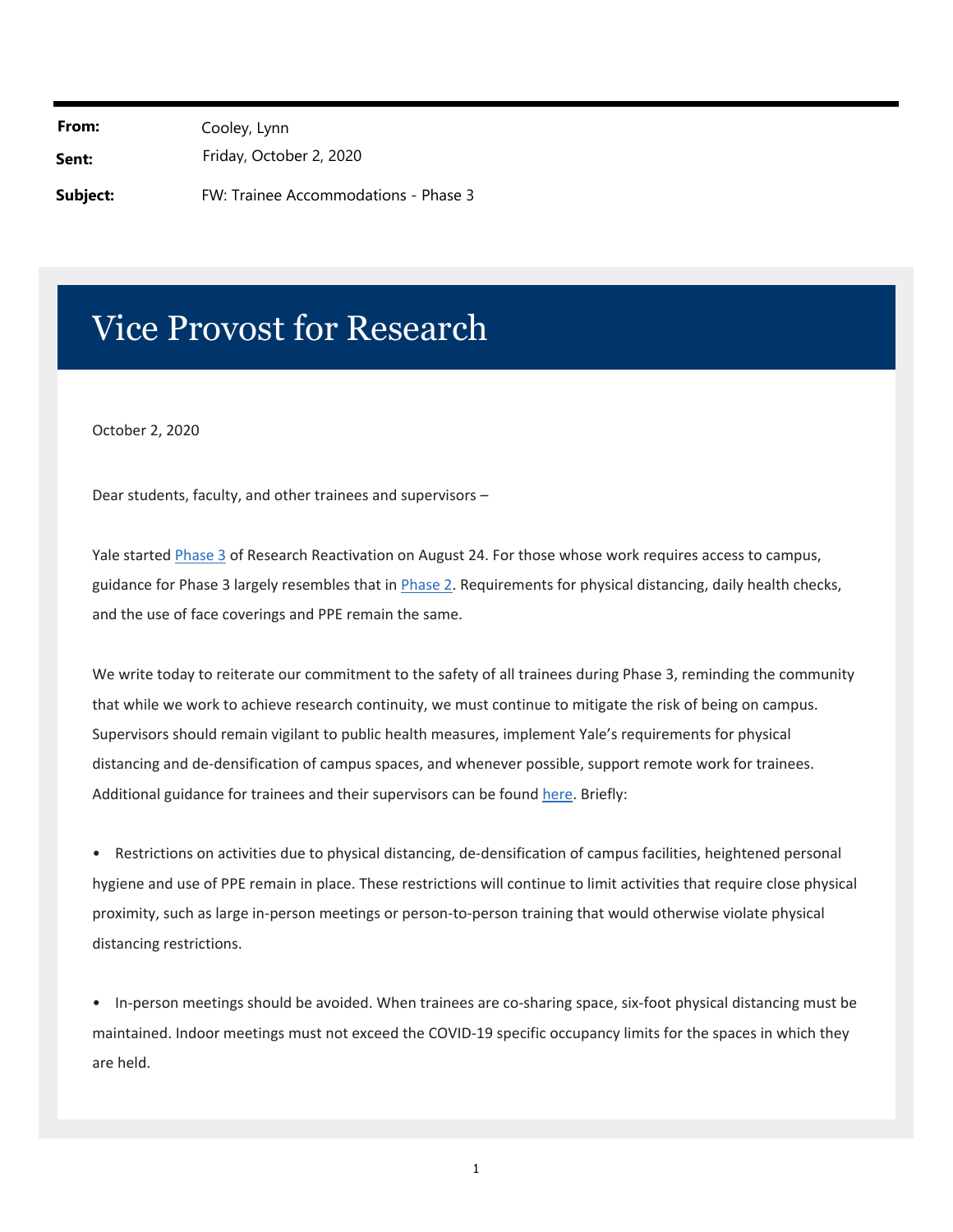**From:** Cooley, Lynn

**Sent:** Friday, October 2, 2020

**Subject:** FW: Trainee Accommodations - Phase 3

# Vice Provost for Research

October 2, 2020

Dear students, faculty, and other trainees and supervisors –

Yale started Phase 3 of Research Reactivation on August 24. For those whose work requires access to campus, guidance for Phase 3 largely resembles that in Phase 2. Requirements for physical distancing, daily health checks, and the use of face coverings and PPE remain the same.

We write today to reiterate our commitment to the safety of all trainees during Phase 3, reminding the community that while we work to achieve research continuity, we must continue to mitigate the risk of being on campus. Supervisors should remain vigilant to public health measures, implement Yale's requirements for physical distancing and de-densification of campus spaces, and whenever possible, support remote work for trainees. Additional guidance for trainees and their supervisors can be found here. Briefly:

- Restrictions on activities due to physical distancing, de-densification of campus facilities, heightened personal hygiene and use of PPE remain in place. These restrictions will continue to limit activities that require close physical proximity, such as large in-person meetings or person-to-person training that would otherwise violate physical distancing restrictions.

- In-person meetings should be avoided. When trainees are co-sharing space, six-foot physical distancing must be maintained. Indoor meetings must not exceed the COVID-19 specific occupancy limits for the spaces in which they are held.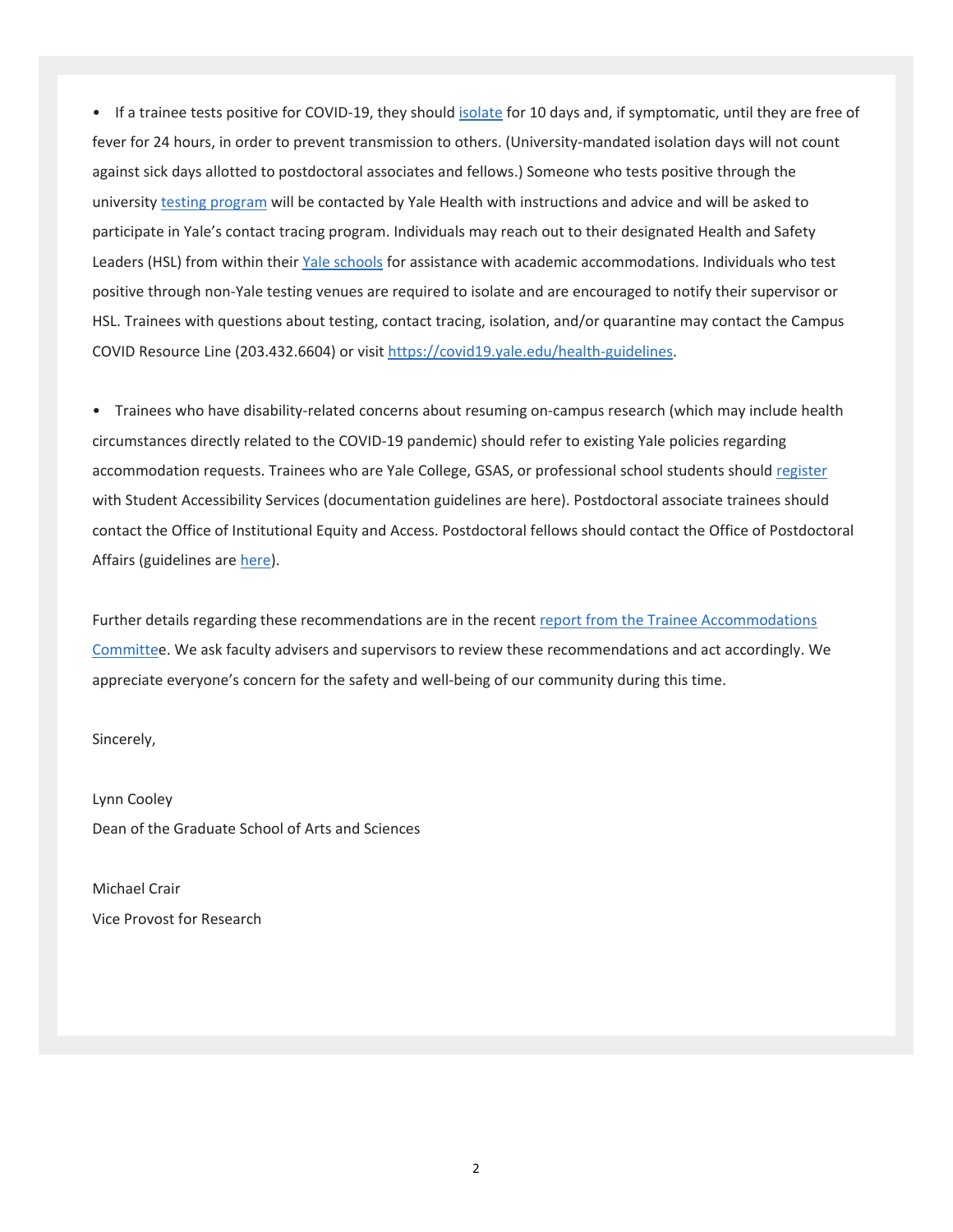- If a trainee tests positive for COVID-19, they should isolate for 10 days and, if symptomatic, until they are free of fever for 24 hours, in order to prevent transmission to others. (University-mandated isolation days will not count against sick days allotted to postdoctoral associates and fellows.) Someone who tests positive through the university testing program will be contacted by Yale Health with instructions and advice and will be asked to participate in Yale's contact tracing program. Individuals may reach out to their designated Health and Safety Leaders (HSL) from within their Yale schools for assistance with academic accommodations. Individuals who test positive through non-Yale testing venues are required to isolate and are encouraged to notify their supervisor or HSL. Trainees with questions about testing, contact tracing, isolation, and/or quarantine may contact the Campus COVID Resource Line (203.432.6604) or visit https://covid19.yale.edu/health-guidelines.

- Trainees who have disability-related concerns about resuming on-campus research (which may include health circumstances directly related to the COVID-19 pandemic) should refer to existing Yale policies regarding accommodation requests. Trainees who are Yale College, GSAS, or professional school students should register with Student Accessibility Services (documentation guidelines are here). Postdoctoral associate trainees should contact the Office of Institutional Equity and Access. Postdoctoral fellows should contact the Office of Postdoctoral Affairs (guidelines are here).

Further details regarding these recommendations are in the recent report from the Trainee Accommodations Committee. We ask faculty advisers and supervisors to review these recommendations and act accordingly. We appreciate everyone's concern for the safety and well-being of our community during this time.

Sincerely,

Lynn Cooley
Dean of the Graduate School of Arts and Sciences

Michael Crair
Vice Provost for Research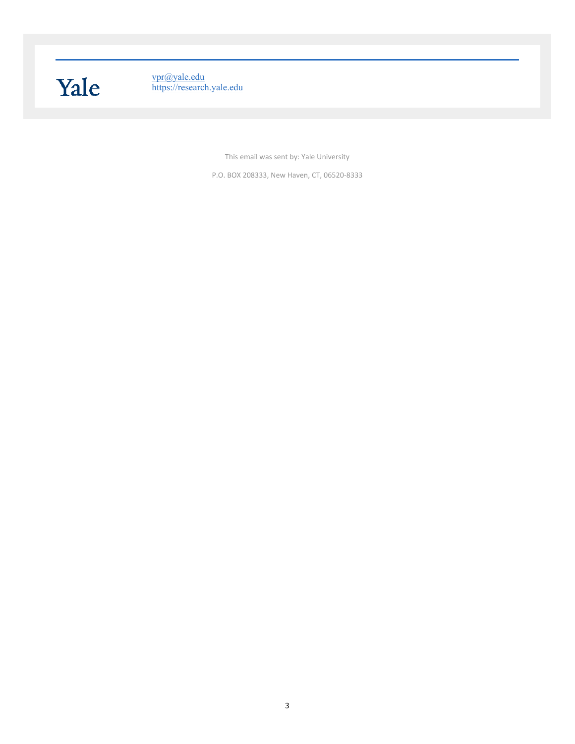Yale

vpr@yale.edu
https://research.yale.edu

This email was sent by: Yale University

P.O. BOX 208333, New Haven, CT, 06520-8333